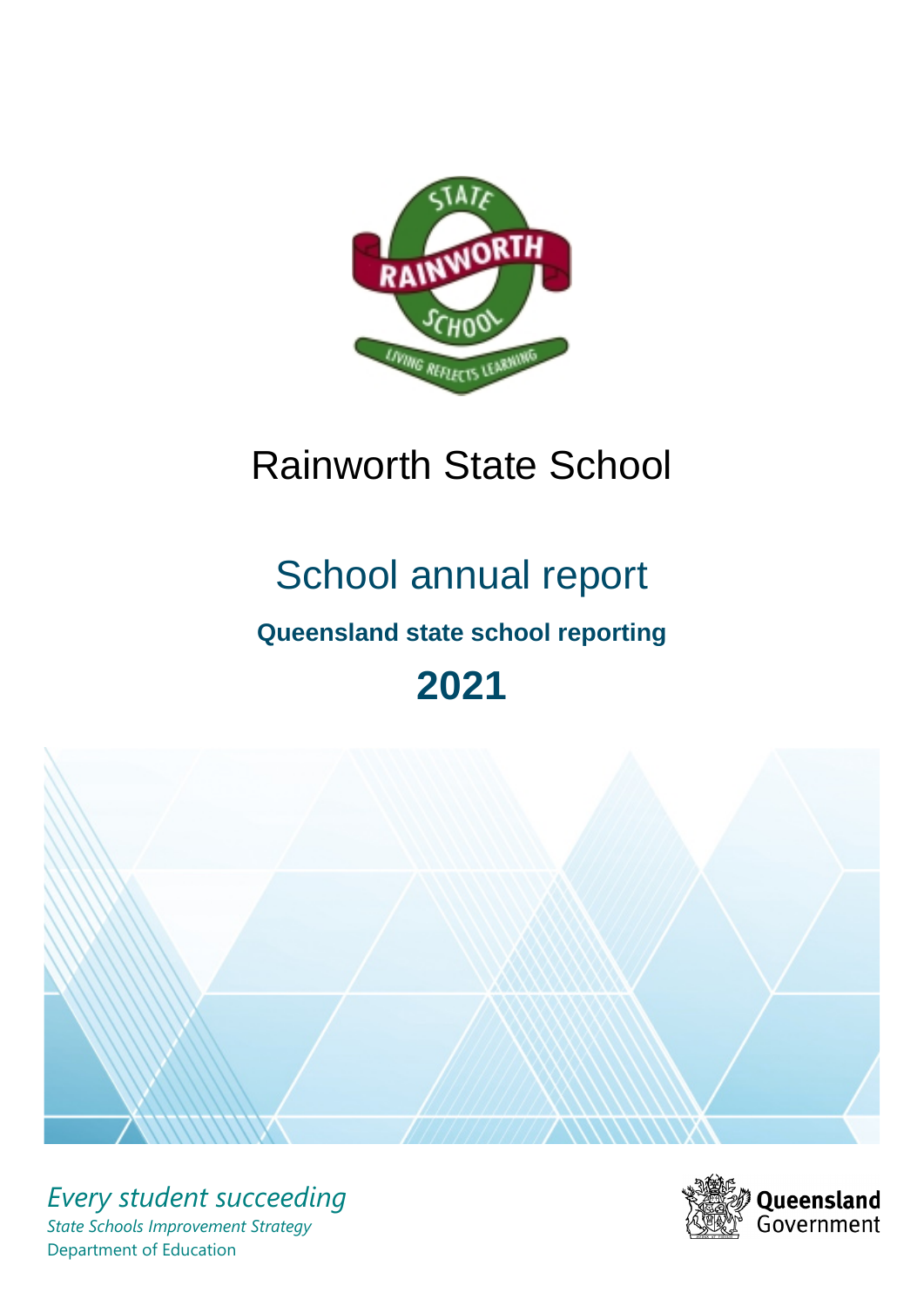# Rainworth State School

## School annual report

### Queensland state school reporting

## 2021

*Every student succeeding*

*State Schools Improvement Strategy*

Department of Education

Queensland Government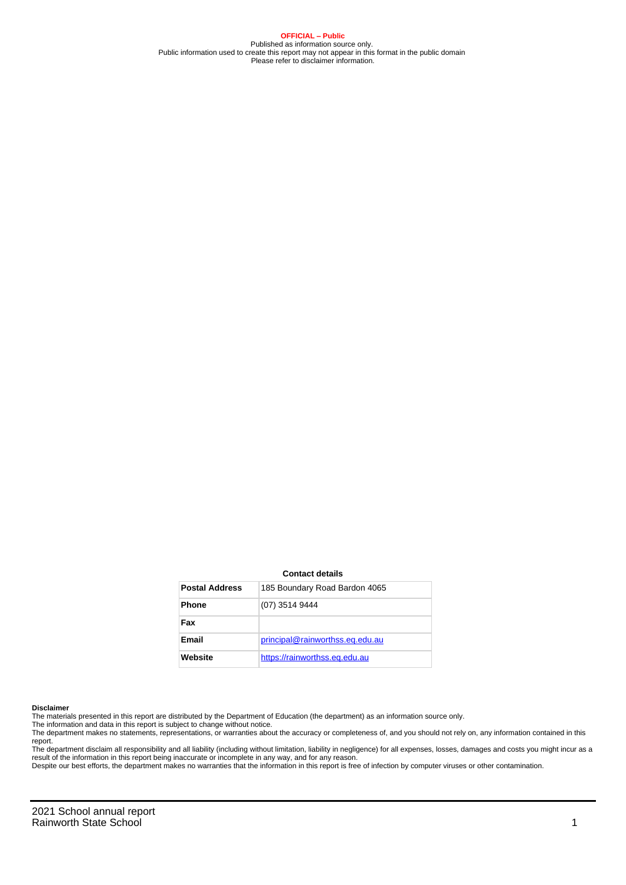**OFFICIAL – Public**
Published as information source only.
Public information used to create this report may not appear in this format in the public domain
Please refer to disclaimer information.

**Contact details**

| | |
|---|---|
| **Postal Address** | 185 Boundary Road Bardon 4065 |
| **Phone** | (07) 3514 9444 |
| **Fax** | |
| **Email** | principal@rainworthss.eq.edu.au |
| **Website** | https://rainworthss.eq.edu.au |

**Disclaimer**
The materials presented in this report are distributed by the Department of Education (the department) as an information source only.
The information and data in this report is subject to change without notice.
The department makes no statements, representations, or warranties about the accuracy or completeness of, and you should not rely on, any information contained in this report.
The department disclaim all responsibility and all liability (including without limitation, liability in negligence) for all expenses, losses, damages and costs you might incur as a result of the information in this report being inaccurate or incomplete in any way, and for any reason.
Despite our best efforts, the department makes no warranties that the information in this report is free of infection by computer viruses or other contamination.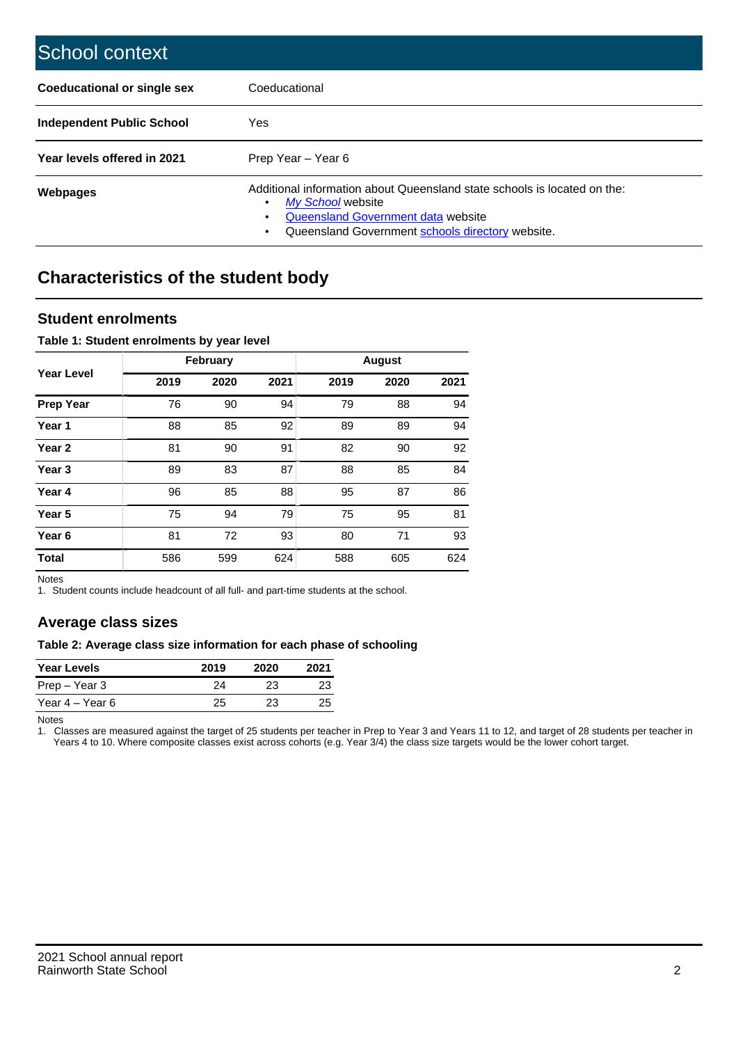# School context

| | |
|---|---|
| **Coeducational or single sex** | Coeducational |
| **Independent Public School** | Yes |
| **Year levels offered in 2021** | Prep Year – Year 6 |
| **Webpages** | Additional information about Queensland state schools is located on the: • *My School* website • Queensland Government data website • Queensland Government schools directory website. |

## Characteristics of the student body

### Student enrolments

**Table 1: Student enrolments by year level**

| Year Level | February | | | August | | |
|---|---|---|---|---|---|---|
| | **2019** | **2020** | **2021** | **2019** | **2020** | **2021** |
| **Prep Year** | 76 | 90 | 94 | 79 | 88 | 94 |
| **Year 1** | 88 | 85 | 92 | 89 | 89 | 94 |
| **Year 2** | 81 | 90 | 91 | 82 | 90 | 92 |
| **Year 3** | 89 | 83 | 87 | 88 | 85 | 84 |
| **Year 4** | 96 | 85 | 88 | 95 | 87 | 86 |
| **Year 5** | 75 | 94 | 79 | 75 | 95 | 81 |
| **Year 6** | 81 | 72 | 93 | 80 | 71 | 93 |
| **Total** | 586 | 599 | 624 | 588 | 605 | 624 |

Notes
1. Student counts include headcount of all full- and part-time students at the school.

### Average class sizes

**Table 2: Average class size information for each phase of schooling**

| Year Levels | 2019 | 2020 | 2021 |
|---|---|---|---|
| Prep – Year 3 | 24 | 23 | 23 |
| Year 4 – Year 6 | 25 | 23 | 25 |

Notes
1. Classes are measured against the target of 25 students per teacher in Prep to Year 3 and Years 11 to 12, and target of 28 students per teacher in Years 4 to 10. Where composite classes exist across cohorts (e.g. Year 3/4) the class size targets would be the lower cohort target.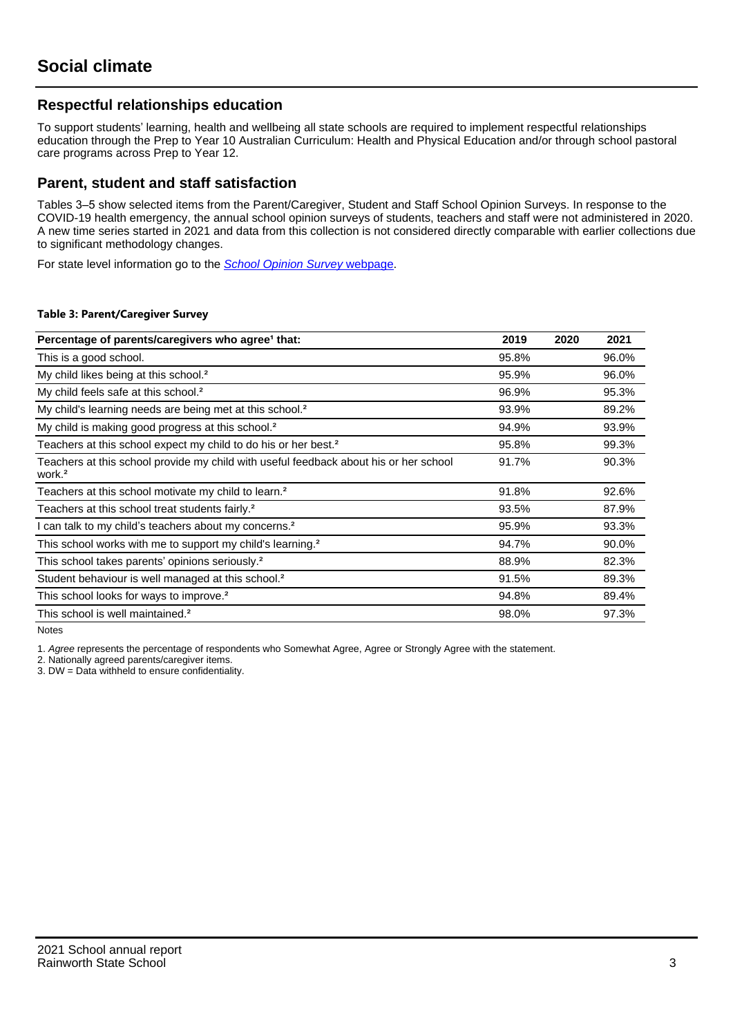# Social climate

## Respectful relationships education

To support students' learning, health and wellbeing all state schools are required to implement respectful relationships education through the Prep to Year 10 Australian Curriculum: Health and Physical Education and/or through school pastoral care programs across Prep to Year 12.

## Parent, student and staff satisfaction

Tables 3–5 show selected items from the Parent/Caregiver, Student and Staff School Opinion Surveys. In response to the COVID-19 health emergency, the annual school opinion surveys of students, teachers and staff were not administered in 2020. A new time series started in 2021 and data from this collection is not considered directly comparable with earlier collections due to significant methodology changes.

For state level information go to the *School Opinion Survey* webpage.

**Table 3: Parent/Caregiver Survey**

| Percentage of parents/caregivers who agree[1] that: | 2019 | 2020 | 2021 |
|---|---|---|---|
| This is a good school. | 95.8% | | 96.0% |
| My child likes being at this school.[2] | 95.9% | | 96.0% |
| My child feels safe at this school.[2] | 96.9% | | 95.3% |
| My child's learning needs are being met at this school.[2] | 93.9% | | 89.2% |
| My child is making good progress at this school.[2] | 94.9% | | 93.9% |
| Teachers at this school expect my child to do his or her best.[2] | 95.8% | | 99.3% |
| Teachers at this school provide my child with useful feedback about his or her school work.[2] | 91.7% | | 90.3% |
| Teachers at this school motivate my child to learn.[2] | 91.8% | | 92.6% |
| Teachers at this school treat students fairly.[2] | 93.5% | | 87.9% |
| I can talk to my child's teachers about my concerns.[2] | 95.9% | | 93.3% |
| This school works with me to support my child's learning.[2] | 94.7% | | 90.0% |
| This school takes parents' opinions seriously.[2] | 88.9% | | 82.3% |
| Student behaviour is well managed at this school.[2] | 91.5% | | 89.3% |
| This school looks for ways to improve.[2] | 94.8% | | 89.4% |
| This school is well maintained.[2] | 98.0% | | 97.3% |

Notes

1. *Agree* represents the percentage of respondents who Somewhat Agree, Agree or Strongly Agree with the statement.
2. Nationally agreed parents/caregiver items.
3. DW = Data withheld to ensure confidentiality.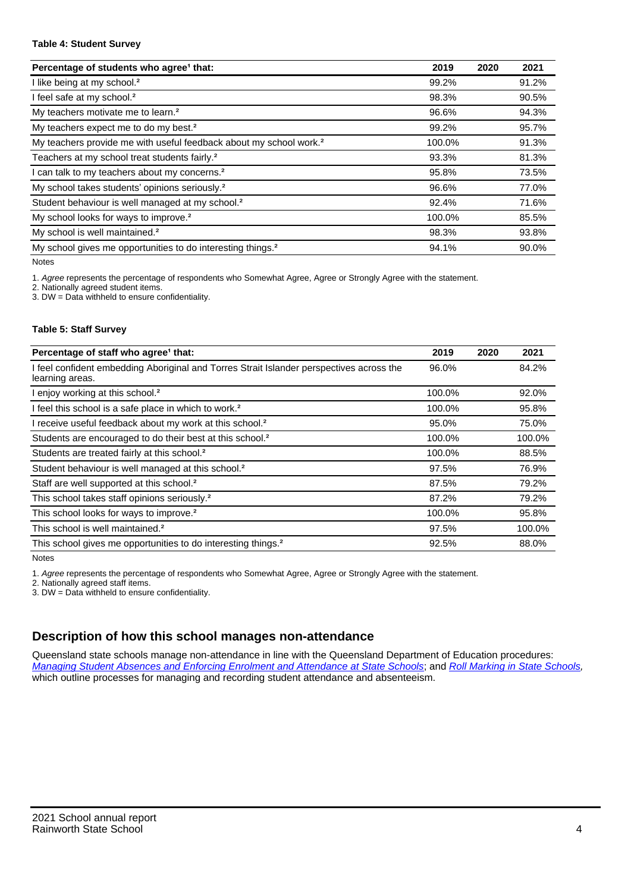#### Table 4: Student Survey

| Percentage of students who agree[1] that: | 2019 | 2020 | 2021 |
|---|---|---|---|
| I like being at my school.[2] | 99.2% | | 91.2% |
| I feel safe at my school.[2] | 98.3% | | 90.5% |
| My teachers motivate me to learn.[2] | 96.6% | | 94.3% |
| My teachers expect me to do my best.[2] | 99.2% | | 95.7% |
| My teachers provide me with useful feedback about my school work.[2] | 100.0% | | 91.3% |
| Teachers at my school treat students fairly.[2] | 93.3% | | 81.3% |
| I can talk to my teachers about my concerns.[2] | 95.8% | | 73.5% |
| My school takes students' opinions seriously.[2] | 96.6% | | 77.0% |
| Student behaviour is well managed at my school.[2] | 92.4% | | 71.6% |
| My school looks for ways to improve.[2] | 100.0% | | 85.5% |
| My school is well maintained.[2] | 98.3% | | 93.8% |
| My school gives me opportunities to do interesting things.[2] | 94.1% | | 90.0% |

Notes

1. *Agree* represents the percentage of respondents who Somewhat Agree, Agree or Strongly Agree with the statement.
2. Nationally agreed student items.
3. DW = Data withheld to ensure confidentiality.

#### Table 5: Staff Survey

| Percentage of staff who agree[1] that: | 2019 | 2020 | 2021 |
|---|---|---|---|
| I feel confident embedding Aboriginal and Torres Strait Islander perspectives across the learning areas. | 96.0% | | 84.2% |
| I enjoy working at this school.[2] | 100.0% | | 92.0% |
| I feel this school is a safe place in which to work.[2] | 100.0% | | 95.8% |
| I receive useful feedback about my work at this school.[2] | 95.0% | | 75.0% |
| Students are encouraged to do their best at this school.[2] | 100.0% | | 100.0% |
| Students are treated fairly at this school.[2] | 100.0% | | 88.5% |
| Student behaviour is well managed at this school.[2] | 97.5% | | 76.9% |
| Staff are well supported at this school.[2] | 87.5% | | 79.2% |
| This school takes staff opinions seriously.[2] | 87.2% | | 79.2% |
| This school looks for ways to improve.[2] | 100.0% | | 95.8% |
| This school is well maintained.[2] | 97.5% | | 100.0% |
| This school gives me opportunities to do interesting things.[2] | 92.5% | | 88.0% |

Notes

1. *Agree* represents the percentage of respondents who Somewhat Agree, Agree or Strongly Agree with the statement.
2. Nationally agreed staff items.
3. DW = Data withheld to ensure confidentiality.

## Description of how this school manages non-attendance

Queensland state schools manage non-attendance in line with the Queensland Department of Education procedures: *Managing Student Absences and Enforcing Enrolment and Attendance at State Schools*; and *Roll Marking in State Schools*, which outline processes for managing and recording student attendance and absenteeism.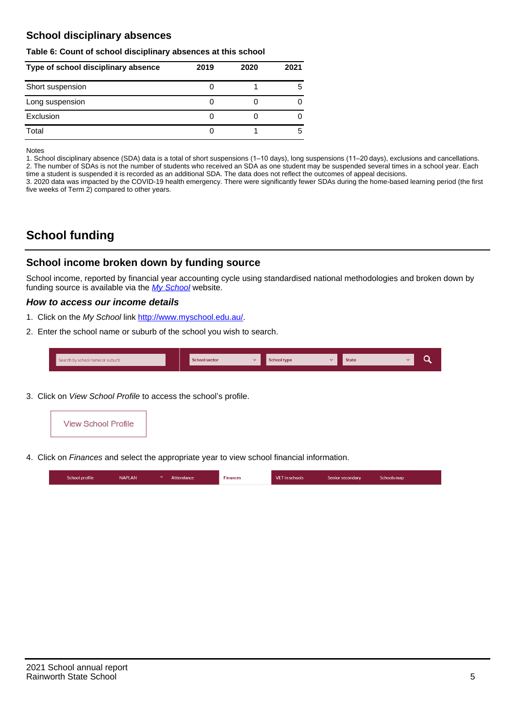## School disciplinary absences

**Table 6: Count of school disciplinary absences at this school**

| Type of school disciplinary absence | 2019 | 2020 | 2021 |
|---|---|---|---|
| Short suspension | 0 | 1 | 5 |
| Long suspension | 0 | 0 | 0 |
| Exclusion | 0 | 0 | 0 |
| Total | 0 | 1 | 5 |

Notes

1. School disciplinary absence (SDA) data is a total of short suspensions (1–10 days), long suspensions (11–20 days), exclusions and cancellations.
2. The number of SDAs is not the number of students who received an SDA as one student may be suspended several times in a school year. Each time a student is suspended it is recorded as an additional SDA. The data does not reflect the outcomes of appeal decisions.
3. 2020 data was impacted by the COVID-19 health emergency. There were significantly fewer SDAs during the home-based learning period (the first five weeks of Term 2) compared to other years.

# School funding

## School income broken down by funding source

School income, reported by financial year accounting cycle using standardised national methodologies and broken down by funding source is available via the *My School* website.

### *How to access our income details*

1. Click on the *My School* link http://www.myschool.edu.au/.
2. Enter the school name or suburb of the school you wish to search.

Search by school name or suburb | School sector | School type | State

3. Click on *View School Profile* to access the school's profile.

View School Profile

4. Click on *Finances* and select the appropriate year to view school financial information.

School profile | NAPLAN | Attendance | Finances | VET in schools | Senior secondary | Schools map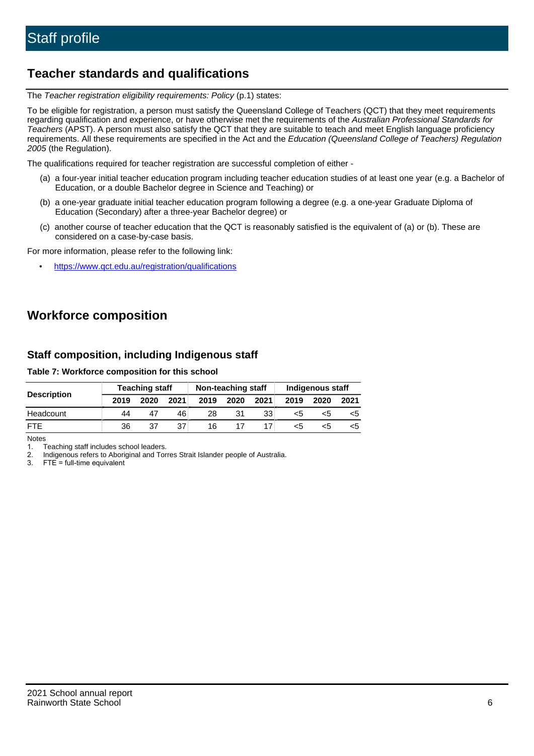# Staff profile

## Teacher standards and qualifications

The *Teacher registration eligibility requirements: Policy* (p.1) states:

To be eligible for registration, a person must satisfy the Queensland College of Teachers (QCT) that they meet requirements regarding qualification and experience, or have otherwise met the requirements of the *Australian Professional Standards for Teachers* (APST). A person must also satisfy the QCT that they are suitable to teach and meet English language proficiency requirements. All these requirements are specified in the Act and the *Education (Queensland College of Teachers) Regulation 2005* (the Regulation).

The qualifications required for teacher registration are successful completion of either -

(a) a four-year initial teacher education program including teacher education studies of at least one year (e.g. a Bachelor of Education, or a double Bachelor degree in Science and Teaching) or

(b) a one-year graduate initial teacher education program following a degree (e.g. a one-year Graduate Diploma of Education (Secondary) after a three-year Bachelor degree) or

(c) another course of teacher education that the QCT is reasonably satisfied is the equivalent of (a) or (b). These are considered on a case-by-case basis.

For more information, please refer to the following link:

- https://www.qct.edu.au/registration/qualifications

## Workforce composition

### Staff composition, including Indigenous staff

**Table 7: Workforce composition for this school**

| Description | Teaching staff | | | Non-teaching staff | | | Indigenous staff | | |
|---|---|---|---|---|---|---|---|---|---|
| | 2019 | 2020 | 2021 | 2019 | 2020 | 2021 | 2019 | 2020 | 2021 |
| Headcount | 44 | 47 | 46 | 28 | 31 | 33 | <5 | <5 | <5 |
| FTE | 36 | 37 | 37 | 16 | 17 | 17 | <5 | <5 | <5 |

Notes

1. Teaching staff includes school leaders.
2. Indigenous refers to Aboriginal and Torres Strait Islander people of Australia.
3. FTE = full-time equivalent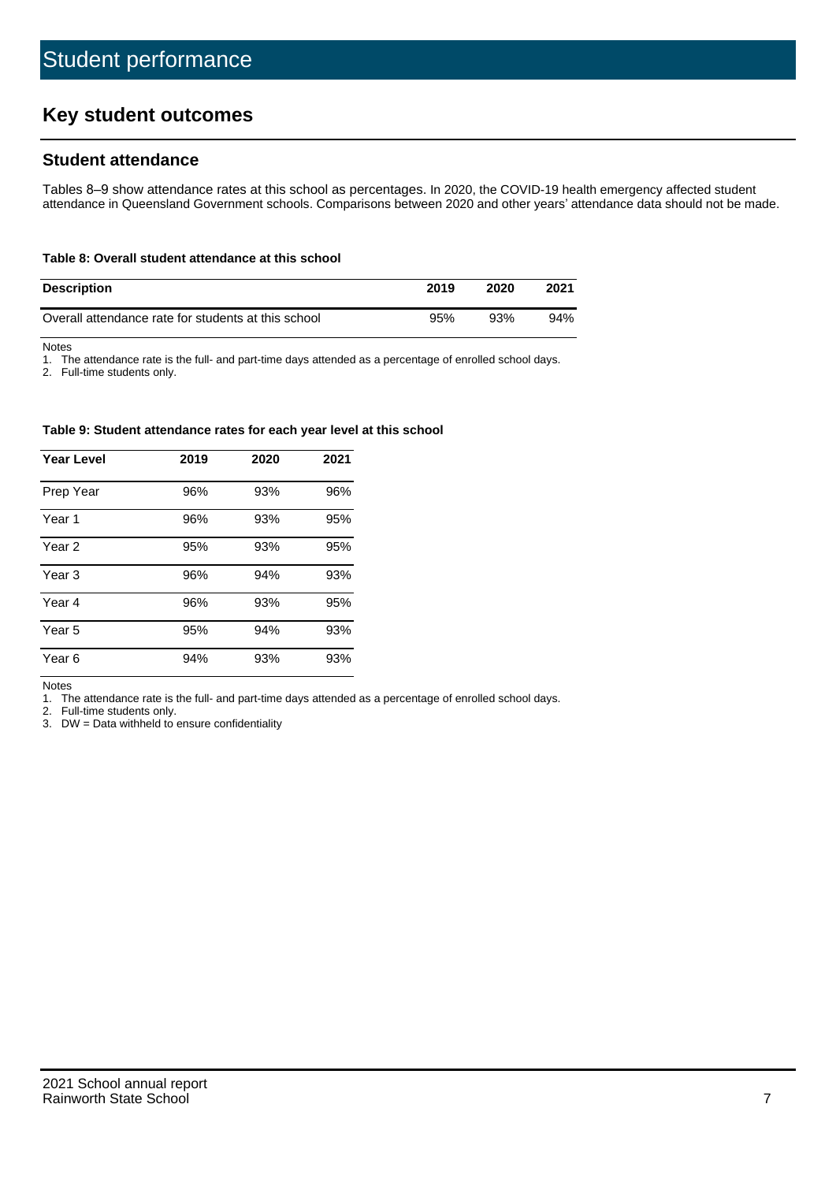# Student performance

## Key student outcomes

### Student attendance

Tables 8–9 show attendance rates at this school as percentages. In 2020, the COVID-19 health emergency affected student attendance in Queensland Government schools. Comparisons between 2020 and other years' attendance data should not be made.

**Table 8: Overall student attendance at this school**

| Description | 2019 | 2020 | 2021 |
|---|---|---|---|
| Overall attendance rate for students at this school | 95% | 93% | 94% |

Notes

1. The attendance rate is the full- and part-time days attended as a percentage of enrolled school days.
2. Full-time students only.

**Table 9: Student attendance rates for each year level at this school**

| Year Level | 2019 | 2020 | 2021 |
|---|---|---|---|
| Prep Year | 96% | 93% | 96% |
| Year 1 | 96% | 93% | 95% |
| Year 2 | 95% | 93% | 95% |
| Year 3 | 96% | 94% | 93% |
| Year 4 | 96% | 93% | 95% |
| Year 5 | 95% | 94% | 93% |
| Year 6 | 94% | 93% | 93% |

Notes

1. The attendance rate is the full- and part-time days attended as a percentage of enrolled school days.
2. Full-time students only.
3. DW = Data withheld to ensure confidentiality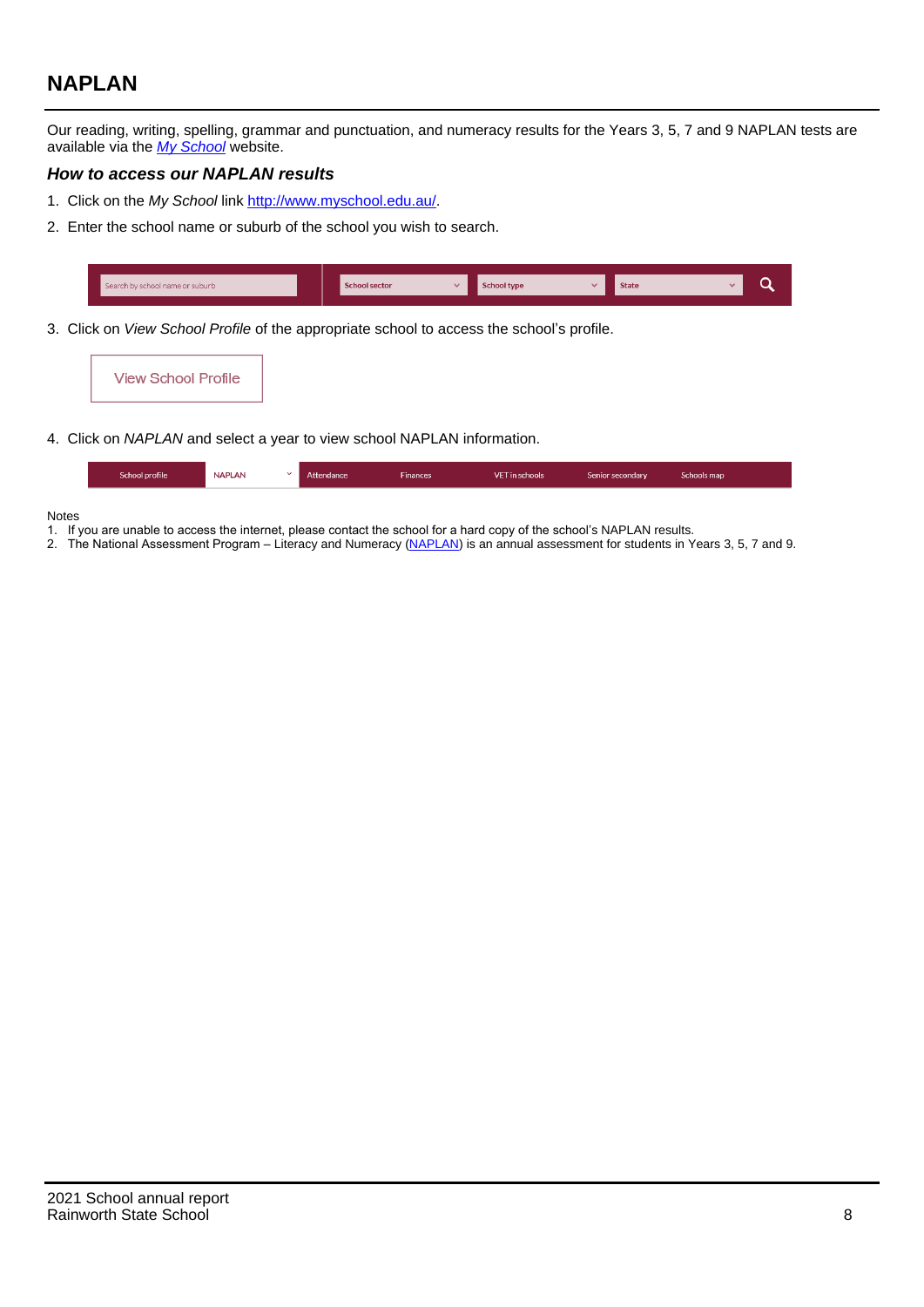## NAPLAN

Our reading, writing, spelling, grammar and punctuation, and numeracy results for the Years 3, 5, 7 and 9 NAPLAN tests are available via the *My School* website.

### *How to access our NAPLAN results*

1. Click on the *My School* link http://www.myschool.edu.au/.
2. Enter the school name or suburb of the school you wish to search.

Search by school name or suburb | School sector | School type | State

3. Click on *View School Profile* of the appropriate school to access the school's profile.

View School Profile

4. Click on *NAPLAN* and select a year to view school NAPLAN information.

School profile | NAPLAN | Attendance | Finances | VET in schools | Senior secondary | Schools map

Notes
1. If you are unable to access the internet, please contact the school for a hard copy of the school's NAPLAN results.
2. The National Assessment Program – Literacy and Numeracy (NAPLAN) is an annual assessment for students in Years 3, 5, 7 and 9.